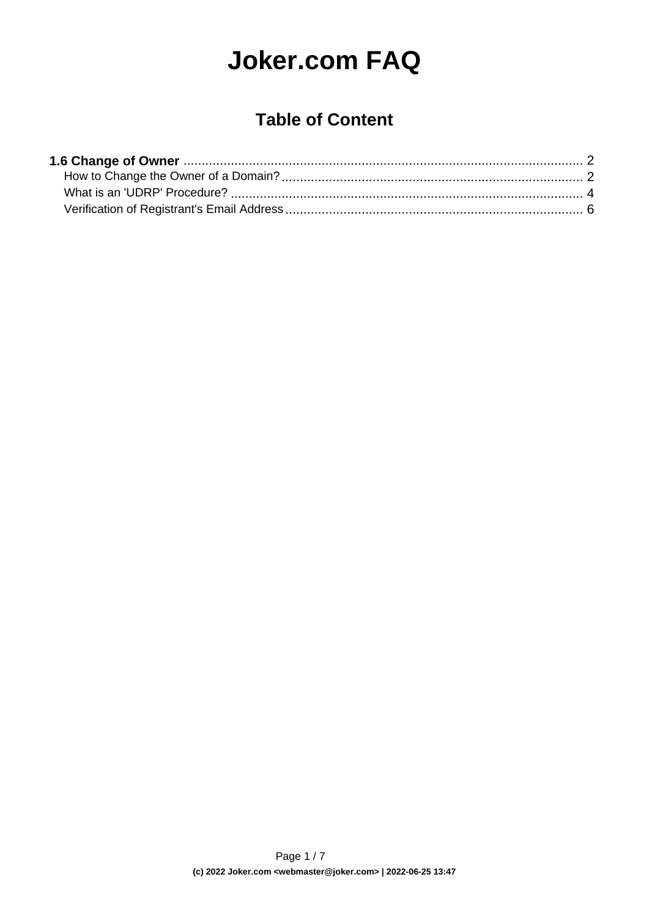# Joker.com FAQ

## Table of Content

**1.6 Change of Owner** ..................................................................................................... 2
- How to Change the Owner of a Domain? ..................................................................... 2
- What is an 'UDRP' Procedure? ..................................................................................... 4
- Verification of Registrant's Email Address .................................................................... 6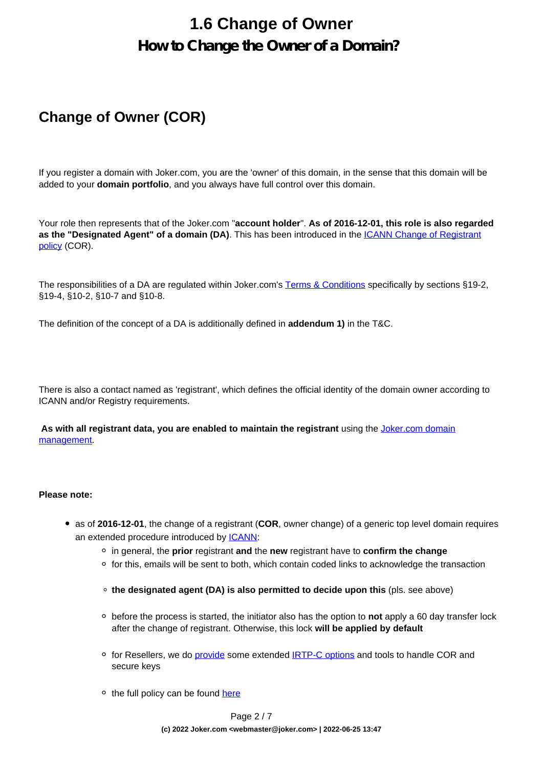# 1.6 Change of Owner

## How to Change the Owner of a Domain?

## Change of Owner (COR)

If you register a domain with Joker.com, you are the 'owner' of this domain, in the sense that this domain will be added to your **domain portfolio**, and you always have full control over this domain.

Your role then represents that of the Joker.com "**account holder**". **As of 2016-12-01, this role is also regarded as the "Designated Agent" of a domain (DA)**. This has been introduced in the ICANN Change of Registrant policy (COR).

The responsibilities of a DA are regulated within Joker.com's Terms & Conditions specifically by sections §19-2, §19-4, §10-2, §10-7 and §10-8.

The definition of the concept of a DA is additionally defined in **addendum 1)** in the T&C.

There is also a contact named as 'registrant', which defines the official identity of the domain owner according to ICANN and/or Registry requirements.

**As with all registrant data, you are enabled to maintain the registrant** using the Joker.com domain management.

**Please note:**

- as of **2016-12-01**, the change of a registrant (**COR**, owner change) of a generic top level domain requires an extended procedure introduced by ICANN:
    - in general, the **prior** registrant **and** the **new** registrant have to **confirm the change**
    - for this, emails will be sent to both, which contain coded links to acknowledge the transaction
    - **the designated agent (DA) is also permitted to decide upon this** (pls. see above)
    - before the process is started, the initiator also has the option to **not** apply a 60 day transfer lock after the change of registrant. Otherwise, this lock **will be applied by default**
    - for Resellers, we do provide some extended IRTP-C options and tools to handle COR and secure keys
    - the full policy can be found here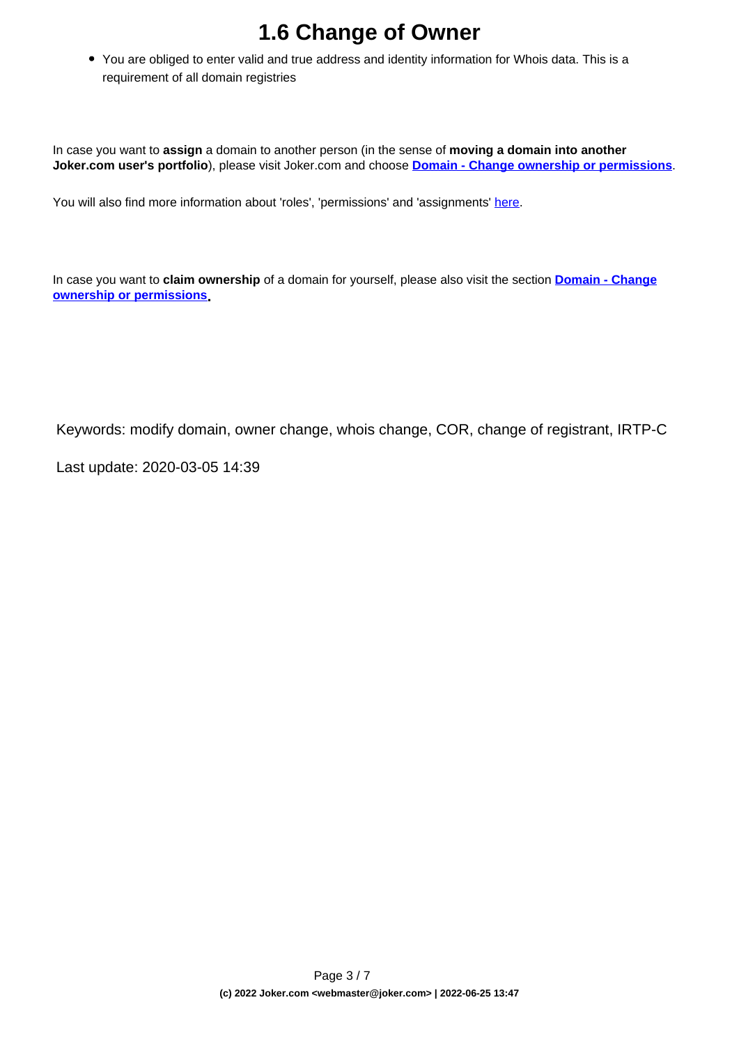# 1.6 Change of Owner

- You are obliged to enter valid and true address and identity information for Whois data. This is a requirement of all domain registries

In case you want to **assign** a domain to another person (in the sense of **moving a domain into another Joker.com user's portfolio**), please visit Joker.com and choose **Domain - Change ownership or permissions**.

You will also find more information about 'roles', 'permissions' and 'assignments' here.

In case you want to **claim ownership** of a domain for yourself, please also visit the section **Domain - Change ownership or permissions**.

Keywords: modify domain, owner change, whois change, COR, change of registrant, IRTP-C

Last update: 2020-03-05 14:39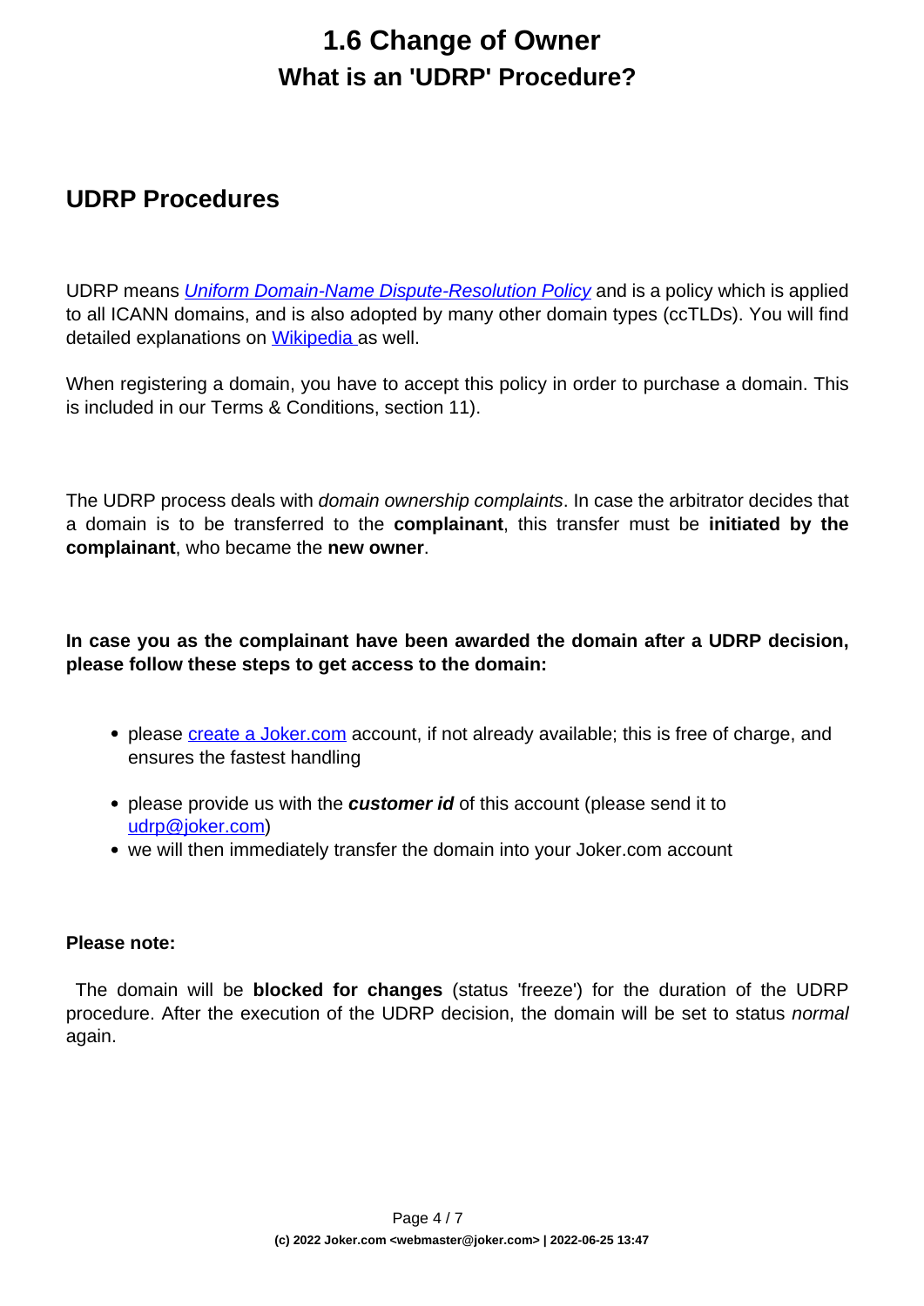# 1.6 Change of Owner

## What is an 'UDRP' Procedure?

## UDRP Procedures

UDRP means *Uniform Domain-Name Dispute-Resolution Policy* and is a policy which is applied to all ICANN domains, and is also adopted by many other domain types (ccTLDs). You will find detailed explanations on Wikipedia as well.

When registering a domain, you have to accept this policy in order to purchase a domain. This is included in our Terms & Conditions, section 11).

The UDRP process deals with *domain ownership complaints*. In case the arbitrator decides that a domain is to be transferred to the **complainant**, this transfer must be **initiated by the complainant**, who became the **new owner**.

**In case you as the complainant have been awarded the domain after a UDRP decision, please follow these steps to get access to the domain:**

- please create a Joker.com account, if not already available; this is free of charge, and ensures the fastest handling
- please provide us with the ***customer id*** of this account (please send it to udrp@joker.com)
- we will then immediately transfer the domain into your Joker.com account

**Please note:**

The domain will be **blocked for changes** (status 'freeze') for the duration of the UDRP procedure. After the execution of the UDRP decision, the domain will be set to status *normal* again.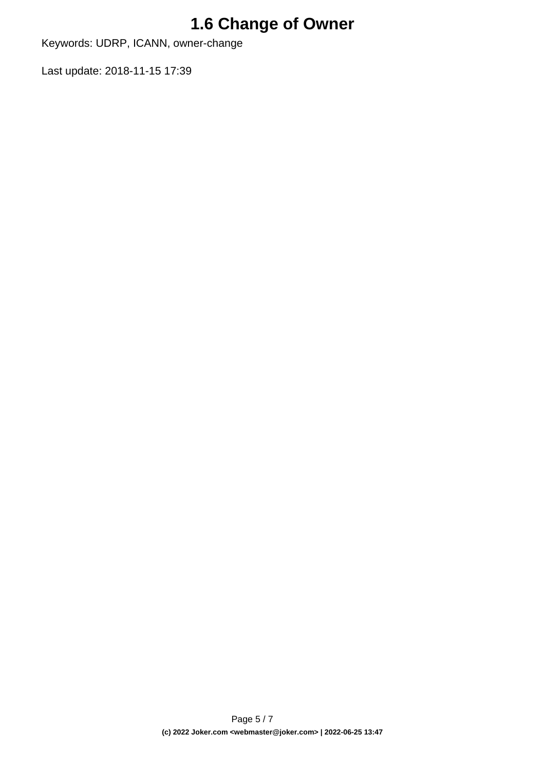# 1.6 Change of Owner

Keywords: UDRP, ICANN, owner-change

Last update: 2018-11-15 17:39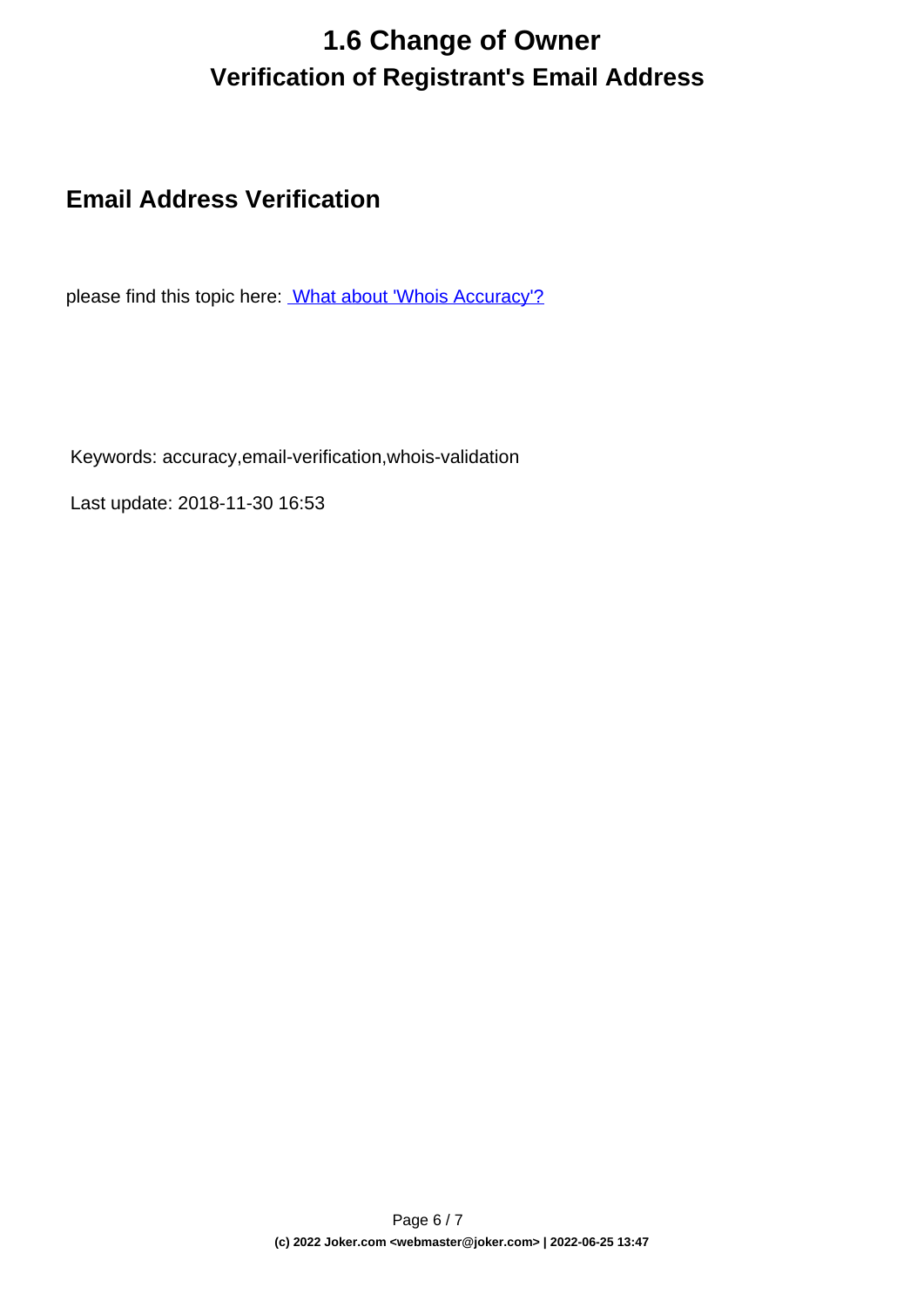# 1.6 Change of Owner

## Verification of Registrant's Email Address

### Email Address Verification

please find this topic here: [What about 'Whois Accuracy'?]

Keywords: accuracy,email-verification,whois-validation

Last update: 2018-11-30 16:53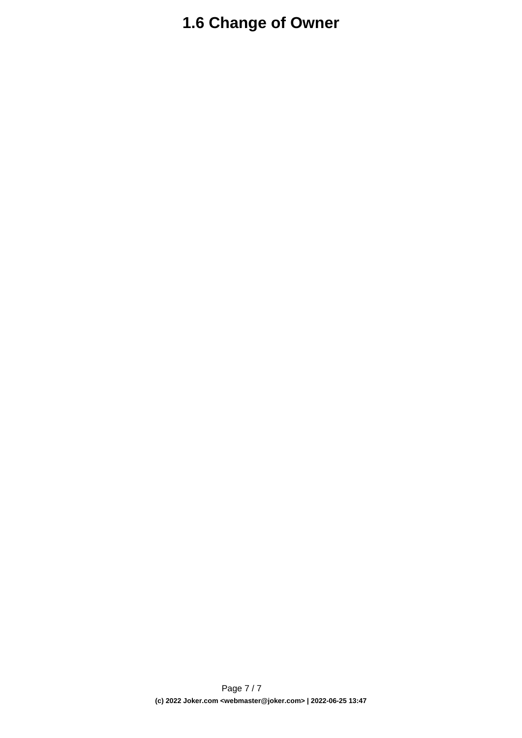# 1.6 Change of Owner